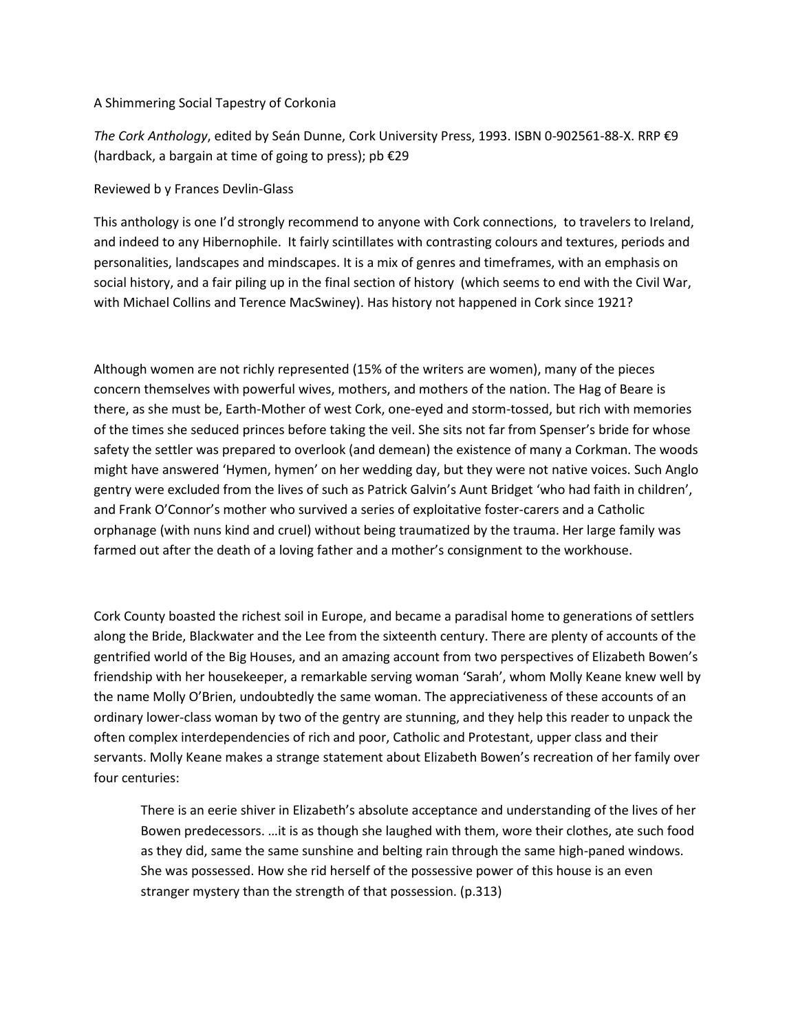A Shimmering Social Tapestry of Corkonia

*The Cork Anthology*, edited by Seán Dunne, Cork University Press, 1993. ISBN 0-902561-88-X. RRP €9 (hardback, a bargain at time of going to press); pb €29

Reviewed b y Frances Devlin-Glass

This anthology is one I'd strongly recommend to anyone with Cork connections, to travelers to Ireland, and indeed to any Hibernophile. It fairly scintillates with contrasting colours and textures, periods and personalities, landscapes and mindscapes. It is a mix of genres and timeframes, with an emphasis on social history, and a fair piling up in the final section of history (which seems to end with the Civil War, with Michael Collins and Terence MacSwiney). Has history not happened in Cork since 1921?

Although women are not richly represented (15% of the writers are women), many of the pieces concern themselves with powerful wives, mothers, and mothers of the nation. The Hag of Beare is there, as she must be, Earth-Mother of west Cork, one-eyed and storm-tossed, but rich with memories of the times she seduced princes before taking the veil. She sits not far from Spenser's bride for whose safety the settler was prepared to overlook (and demean) the existence of many a Corkman. The woods might have answered 'Hymen, hymen' on her wedding day, but they were not native voices. Such Anglo gentry were excluded from the lives of such as Patrick Galvin's Aunt Bridget 'who had faith in children', and Frank O'Connor's mother who survived a series of exploitative foster-carers and a Catholic orphanage (with nuns kind and cruel) without being traumatized by the trauma. Her large family was farmed out after the death of a loving father and a mother's consignment to the workhouse.

Cork County boasted the richest soil in Europe, and became a paradisal home to generations of settlers along the Bride, Blackwater and the Lee from the sixteenth century. There are plenty of accounts of the gentrified world of the Big Houses, and an amazing account from two perspectives of Elizabeth Bowen's friendship with her housekeeper, a remarkable serving woman 'Sarah', whom Molly Keane knew well by the name Molly O'Brien, undoubtedly the same woman. The appreciativeness of these accounts of an ordinary lower-class woman by two of the gentry are stunning, and they help this reader to unpack the often complex interdependencies of rich and poor, Catholic and Protestant, upper class and their servants. Molly Keane makes a strange statement about Elizabeth Bowen's recreation of her family over four centuries:

> There is an eerie shiver in Elizabeth's absolute acceptance and understanding of the lives of her Bowen predecessors. …it is as though she laughed with them, wore their clothes, ate such food as they did, same the same sunshine and belting rain through the same high-paned windows. She was possessed. How she rid herself of the possessive power of this house is an even stranger mystery than the strength of that possession. (p.313)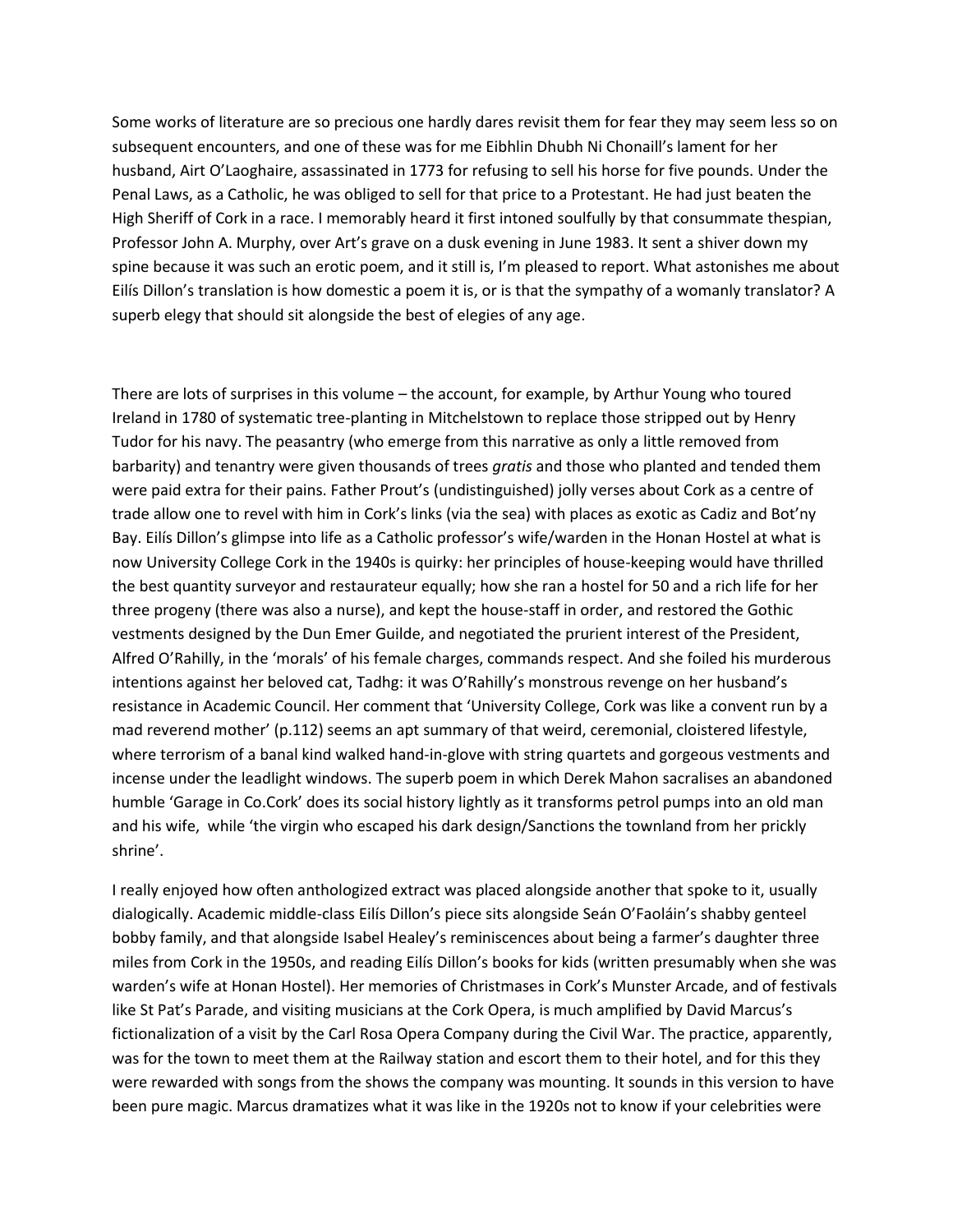Some works of literature are so precious one hardly dares revisit them for fear they may seem less so on subsequent encounters, and one of these was for me Eibhlin Dhubh Ni Chonaill's lament for her husband, Airt O'Laoghaire, assassinated in 1773 for refusing to sell his horse for five pounds. Under the Penal Laws, as a Catholic, he was obliged to sell for that price to a Protestant. He had just beaten the High Sheriff of Cork in a race. I memorably heard it first intoned soulfully by that consummate thespian, Professor John A. Murphy, over Art's grave on a dusk evening in June 1983. It sent a shiver down my spine because it was such an erotic poem, and it still is, I'm pleased to report. What astonishes me about Eilís Dillon's translation is how domestic a poem it is, or is that the sympathy of a womanly translator? A superb elegy that should sit alongside the best of elegies of any age.

There are lots of surprises in this volume – the account, for example, by Arthur Young who toured Ireland in 1780 of systematic tree-planting in Mitchelstown to replace those stripped out by Henry Tudor for his navy. The peasantry (who emerge from this narrative as only a little removed from barbarity) and tenantry were given thousands of trees *gratis* and those who planted and tended them were paid extra for their pains. Father Prout's (undistinguished) jolly verses about Cork as a centre of trade allow one to revel with him in Cork's links (via the sea) with places as exotic as Cadiz and Bot'ny Bay. Eilís Dillon's glimpse into life as a Catholic professor's wife/warden in the Honan Hostel at what is now University College Cork in the 1940s is quirky: her principles of house-keeping would have thrilled the best quantity surveyor and restaurateur equally; how she ran a hostel for 50 and a rich life for her three progeny (there was also a nurse), and kept the house-staff in order, and restored the Gothic vestments designed by the Dun Emer Guilde, and negotiated the prurient interest of the President, Alfred O'Rahilly, in the 'morals' of his female charges, commands respect. And she foiled his murderous intentions against her beloved cat, Tadhg: it was O'Rahilly's monstrous revenge on her husband's resistance in Academic Council. Her comment that 'University College, Cork was like a convent run by a mad reverend mother' (p.112) seems an apt summary of that weird, ceremonial, cloistered lifestyle, where terrorism of a banal kind walked hand-in-glove with string quartets and gorgeous vestments and incense under the leadlight windows. The superb poem in which Derek Mahon sacralises an abandoned humble 'Garage in Co.Cork' does its social history lightly as it transforms petrol pumps into an old man and his wife, while 'the virgin who escaped his dark design/Sanctions the townland from her prickly shrine'.

I really enjoyed how often anthologized extract was placed alongside another that spoke to it, usually dialogically. Academic middle-class Eilís Dillon's piece sits alongside Seán O'Faoláin's shabby genteel bobby family, and that alongside Isabel Healey's reminiscences about being a farmer's daughter three miles from Cork in the 1950s, and reading Eilís Dillon's books for kids (written presumably when she was warden's wife at Honan Hostel). Her memories of Christmases in Cork's Munster Arcade, and of festivals like St Pat's Parade, and visiting musicians at the Cork Opera, is much amplified by David Marcus's fictionalization of a visit by the Carl Rosa Opera Company during the Civil War. The practice, apparently, was for the town to meet them at the Railway station and escort them to their hotel, and for this they were rewarded with songs from the shows the company was mounting. It sounds in this version to have been pure magic. Marcus dramatizes what it was like in the 1920s not to know if your celebrities were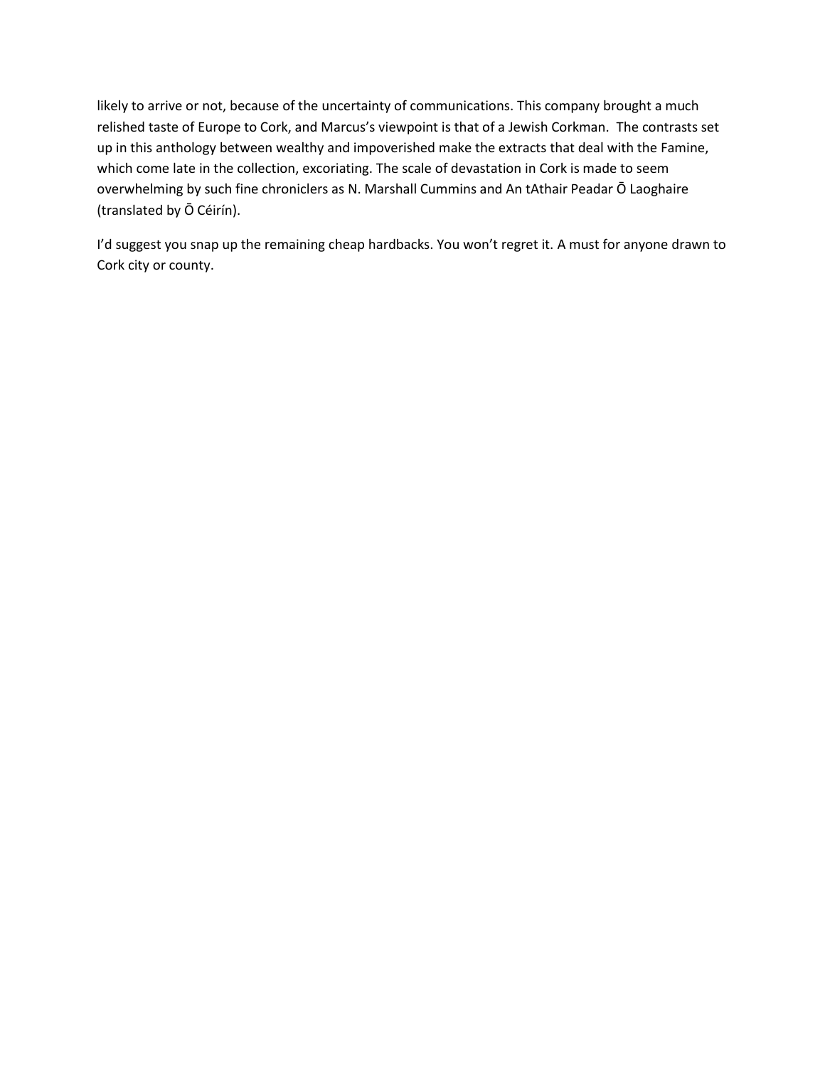likely to arrive or not, because of the uncertainty of communications. This company brought a much relished taste of Europe to Cork, and Marcus's viewpoint is that of a Jewish Corkman.  The contrasts set up in this anthology between wealthy and impoverished make the extracts that deal with the Famine, which come late in the collection, excoriating. The scale of devastation in Cork is made to seem overwhelming by such fine chroniclers as N. Marshall Cummins and An tAthair Peadar Ō Laoghaire (translated by Ō Céirín).

I'd suggest you snap up the remaining cheap hardbacks. You won't regret it. A must for anyone drawn to Cork city or county.